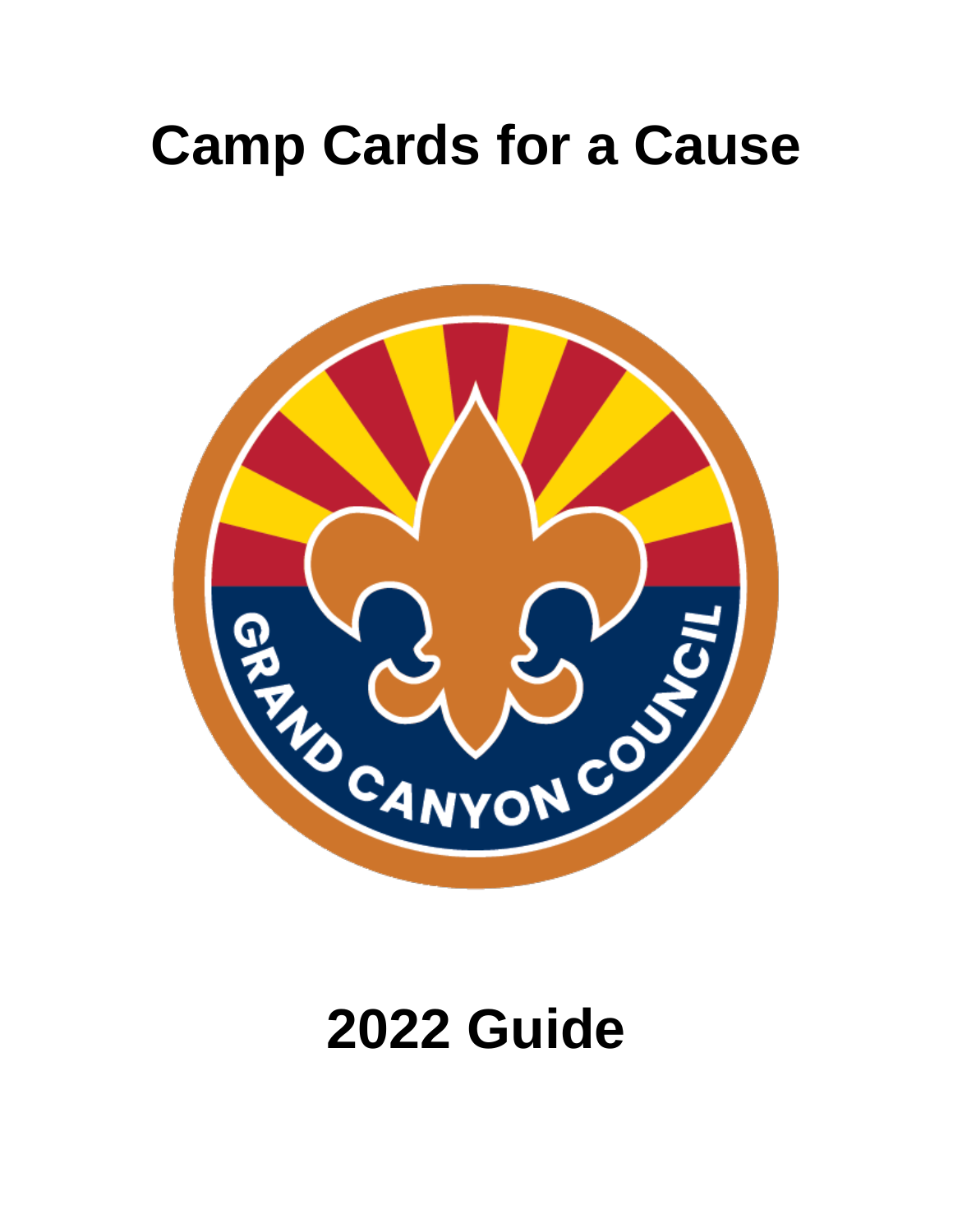# Camp Cards for a Cause

# 2022 Guide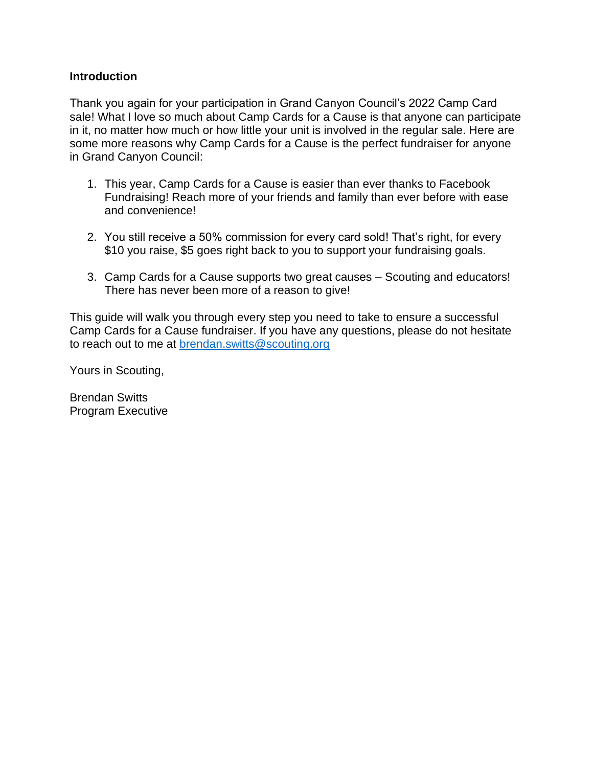## Introduction

Thank you again for your participation in Grand Canyon Council's 2022 Camp Card sale! What I love so much about Camp Cards for a Cause is that anyone can participate in it, no matter how much or how little your unit is involved in the regular sale. Here are some more reasons why Camp Cards for a Cause is the perfect fundraiser for anyone in Grand Canyon Council:

1. This year, Camp Cards for a Cause is easier than ever thanks to Facebook Fundraising! Reach more of your friends and family than ever before with ease and convenience!

2. You still receive a 50% commission for every card sold! That's right, for every $10 you raise, $5 goes right back to you to support your fundraising goals.

3. Camp Cards for a Cause supports two great causes – Scouting and educators! There has never been more of a reason to give!

This guide will walk you through every step you need to take to ensure a successful Camp Cards for a Cause fundraiser. If you have any questions, please do not hesitate to reach out to me at [brendan.switts@scouting.org](mailto:brendan.switts@scouting.org)

Yours in Scouting,

Brendan Switts
Program Executive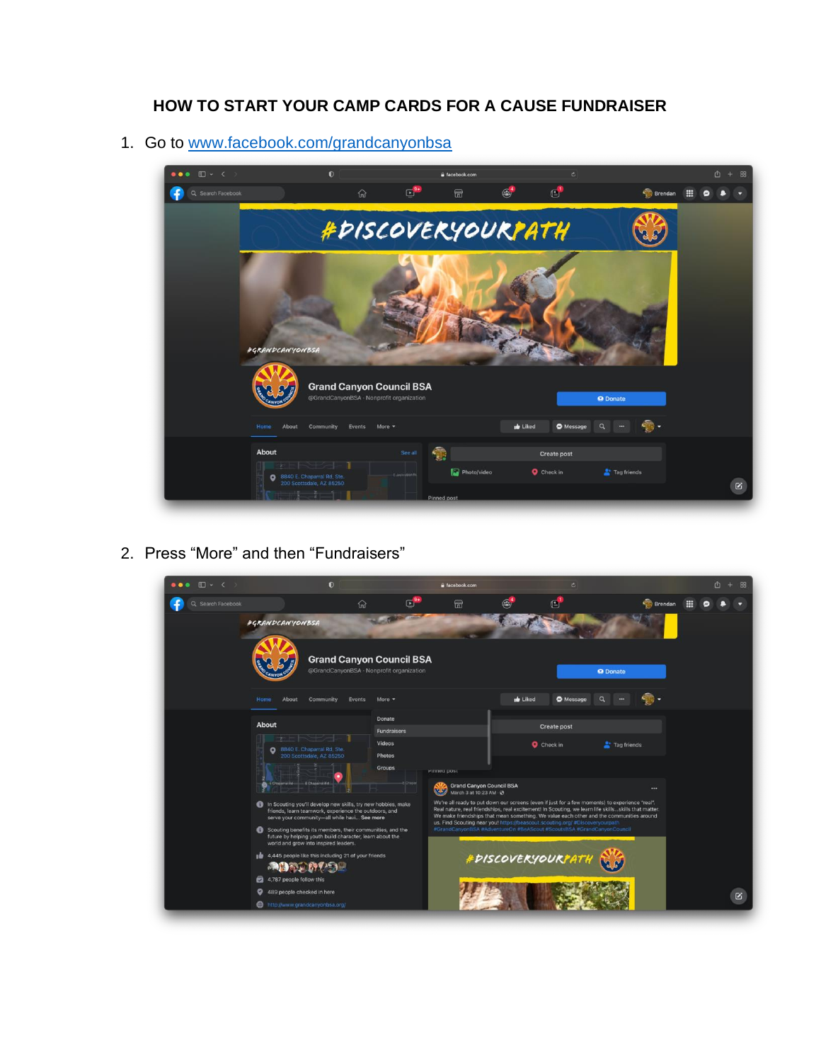# HOW TO START YOUR CAMP CARDS FOR A CAUSE FUNDRAISER

1. Go to [www.facebook.com/grandcanyonbsa](http://www.facebook.com/grandcanyonbsa)

2. Press “More” and then “Fundraisers”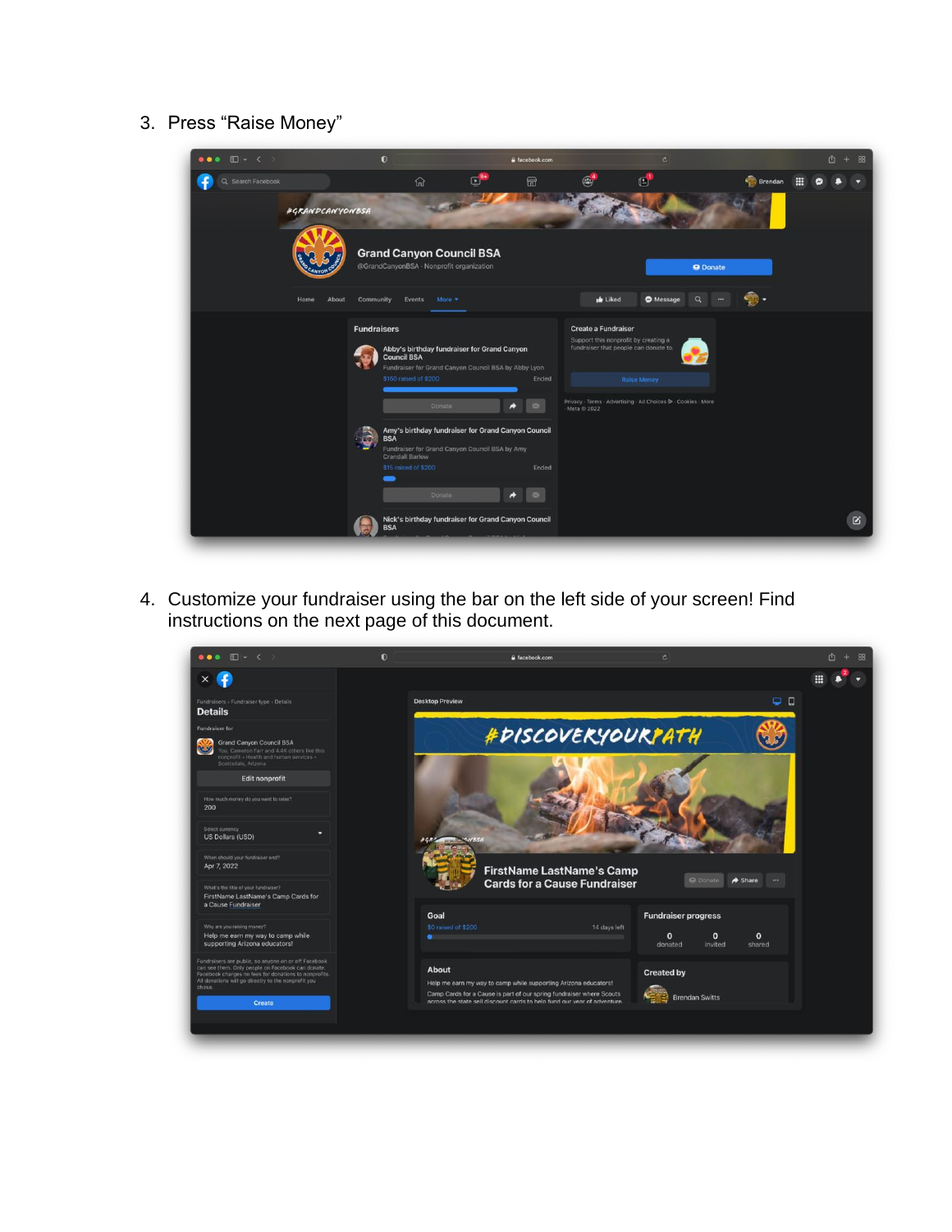3. Press “Raise Money”

4. Customize your fundraiser using the bar on the left side of your screen! Find instructions on the next page of this document.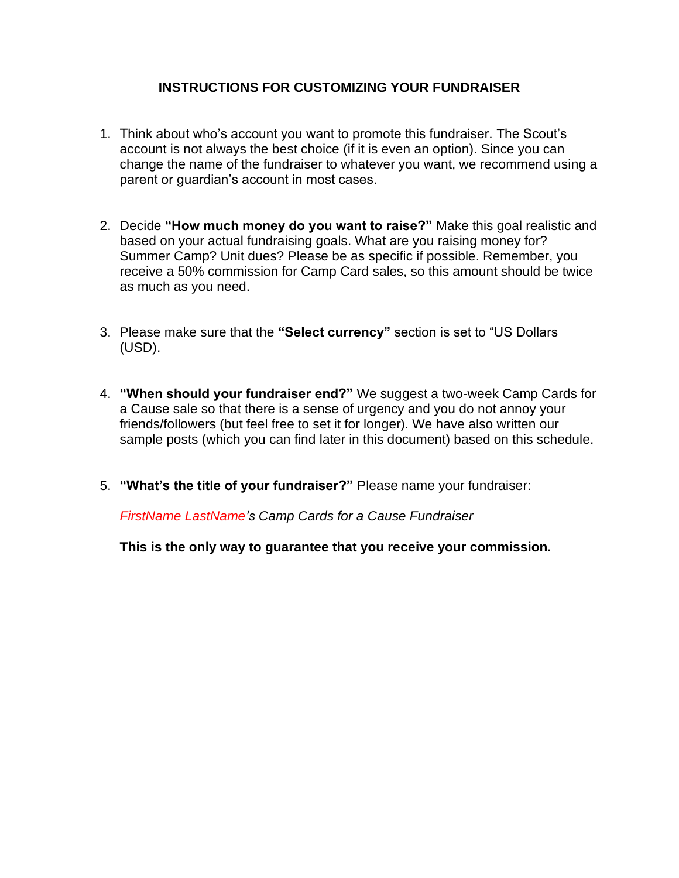## INSTRUCTIONS FOR CUSTOMIZING YOUR FUNDRAISER

1. Think about who's account you want to promote this fundraiser. The Scout's account is not always the best choice (if it is even an option). Since you can change the name of the fundraiser to whatever you want, we recommend using a parent or guardian's account in most cases.

2. Decide **"How much money do you want to raise?"** Make this goal realistic and based on your actual fundraising goals. What are you raising money for? Summer Camp? Unit dues? Please be as specific if possible. Remember, you receive a 50% commission for Camp Card sales, so this amount should be twice as much as you need.

3. Please make sure that the **"Select currency"** section is set to "US Dollars (USD).

4. **"When should your fundraiser end?"** We suggest a two-week Camp Cards for a Cause sale so that there is a sense of urgency and you do not annoy your friends/followers (but feel free to set it for longer). We have also written our sample posts (which you can find later in this document) based on this schedule.

5. **"What's the title of your fundraiser?"** Please name your fundraiser:

   *FirstName LastName's Camp Cards for a Cause Fundraiser*

   **This is the only way to guarantee that you receive your commission.**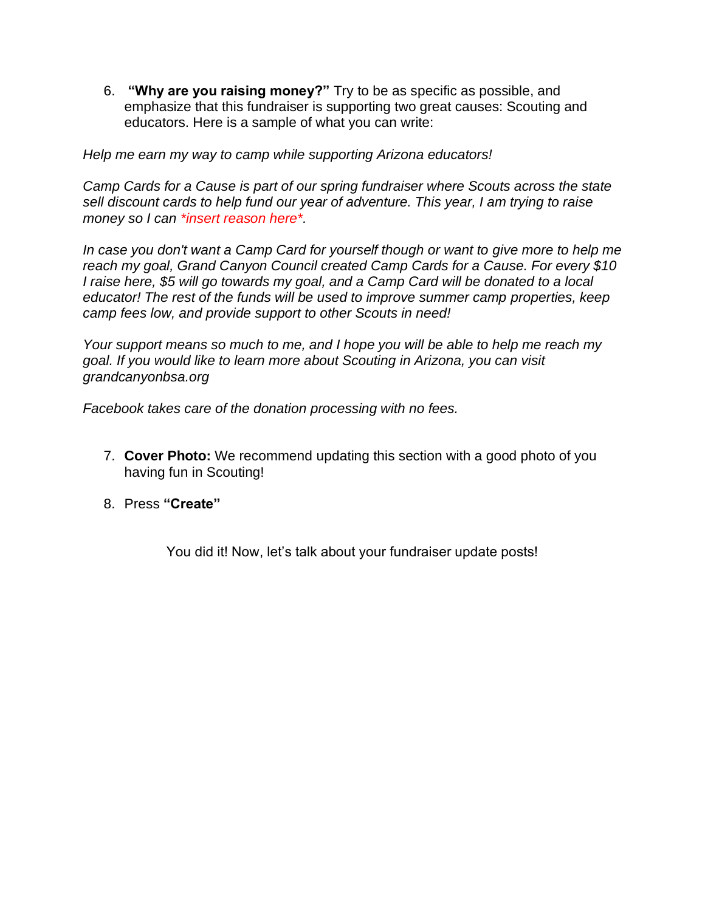6. **"Why are you raising money?"** Try to be as specific as possible, and emphasize that this fundraiser is supporting two great causes: Scouting and educators. Here is a sample of what you can write:

*Help me earn my way to camp while supporting Arizona educators!*

*Camp Cards for a Cause is part of our spring fundraiser where Scouts across the state sell discount cards to help fund our year of adventure. This year, I am trying to raise money so I can *insert reason here*.*

*In case you don't want a Camp Card for yourself though or want to give more to help me reach my goal, Grand Canyon Council created Camp Cards for a Cause. For every $10 I raise here, $5 will go towards my goal, and a Camp Card will be donated to a local educator! The rest of the funds will be used to improve summer camp properties, keep camp fees low, and provide support to other Scouts in need!*

*Your support means so much to me, and I hope you will be able to help me reach my goal. If you would like to learn more about Scouting in Arizona, you can visit grandcanyonbsa.org*

*Facebook takes care of the donation processing with no fees.*

7. **Cover Photo:** We recommend updating this section with a good photo of you having fun in Scouting!

8. Press **"Create"**

You did it! Now, let's talk about your fundraiser update posts!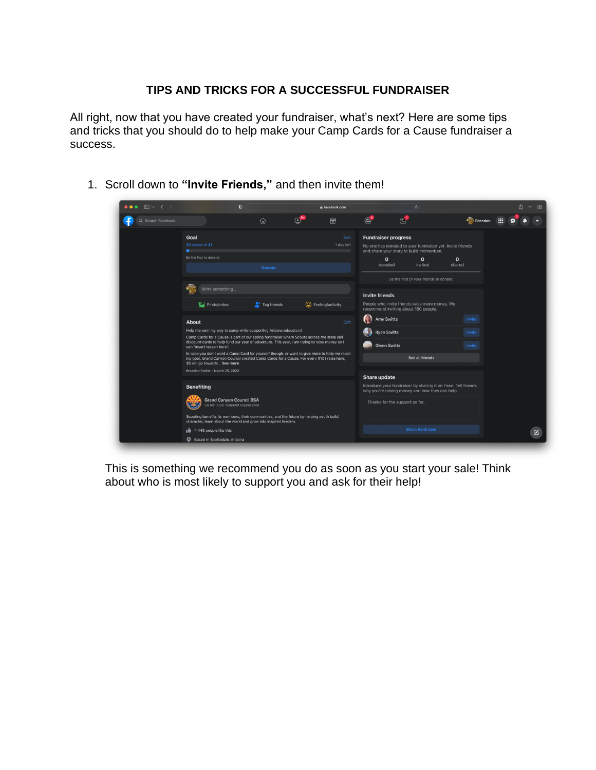## TIPS AND TRICKS FOR A SUCCESSFUL FUNDRAISER

All right, now that you have created your fundraiser, what's next? Here are some tips and tricks that you should do to help make your Camp Cards for a Cause fundraiser a success.

1. Scroll down to **"Invite Friends,"** and then invite them!

   This is something we recommend you do as soon as you start your sale! Think about who is most likely to support you and ask for their help!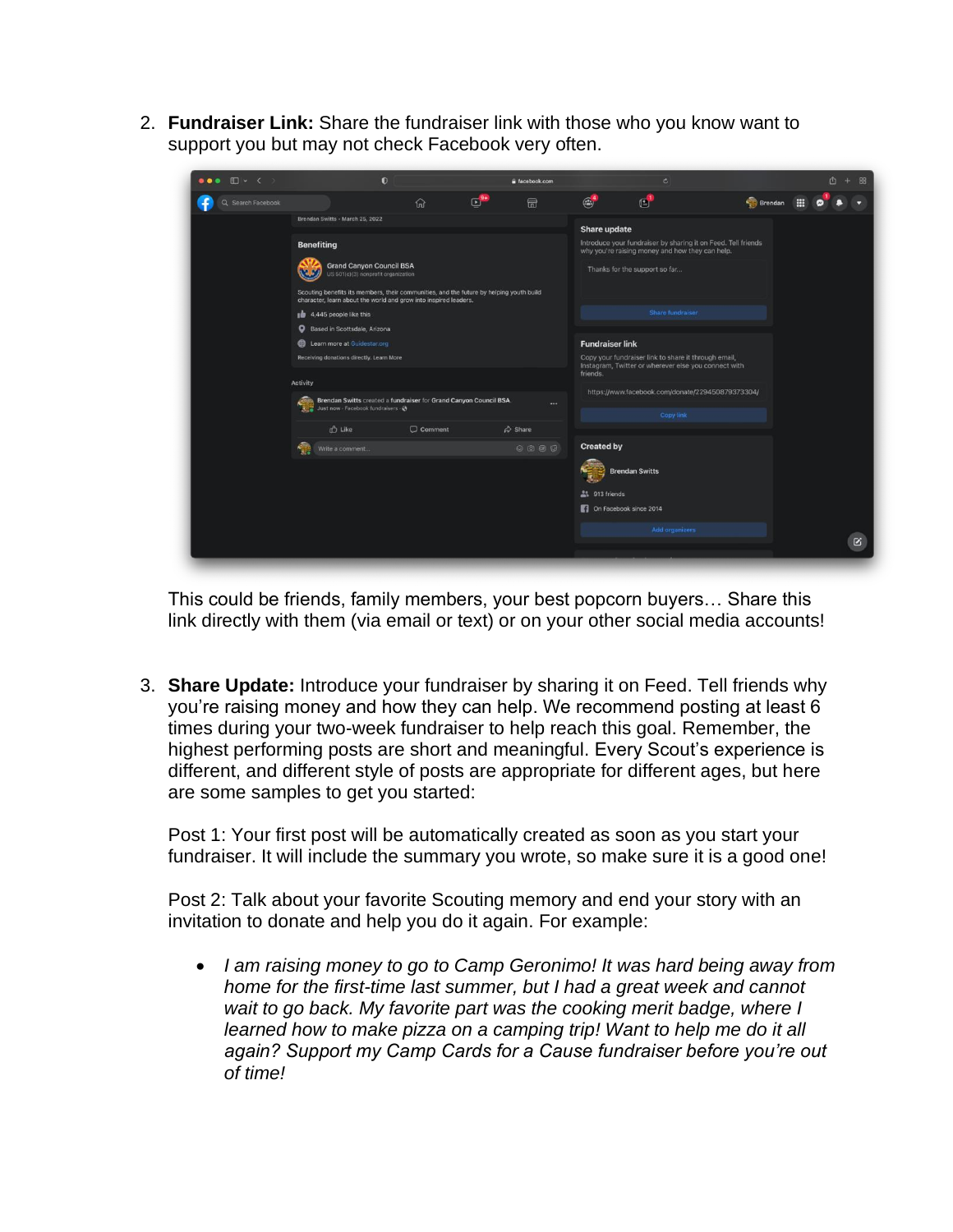2. **Fundraiser Link:** Share the fundraiser link with those who you know want to support you but may not check Facebook very often.

   This could be friends, family members, your best popcorn buyers… Share this link directly with them (via email or text) or on your other social media accounts!

3. **Share Update:** Introduce your fundraiser by sharing it on Feed. Tell friends why you're raising money and how they can help. We recommend posting at least 6 times during your two-week fundraiser to help reach this goal. Remember, the highest performing posts are short and meaningful. Every Scout's experience is different, and different style of posts are appropriate for different ages, but here are some samples to get you started:

   Post 1: Your first post will be automatically created as soon as you start your fundraiser. It will include the summary you wrote, so make sure it is a good one!

   Post 2: Talk about your favorite Scouting memory and end your story with an invitation to donate and help you do it again. For example:

   - *I am raising money to go to Camp Geronimo! It was hard being away from home for the first-time last summer, but I had a great week and cannot wait to go back. My favorite part was the cooking merit badge, where I learned how to make pizza on a camping trip! Want to help me do it all again? Support my Camp Cards for a Cause fundraiser before you're out of time!*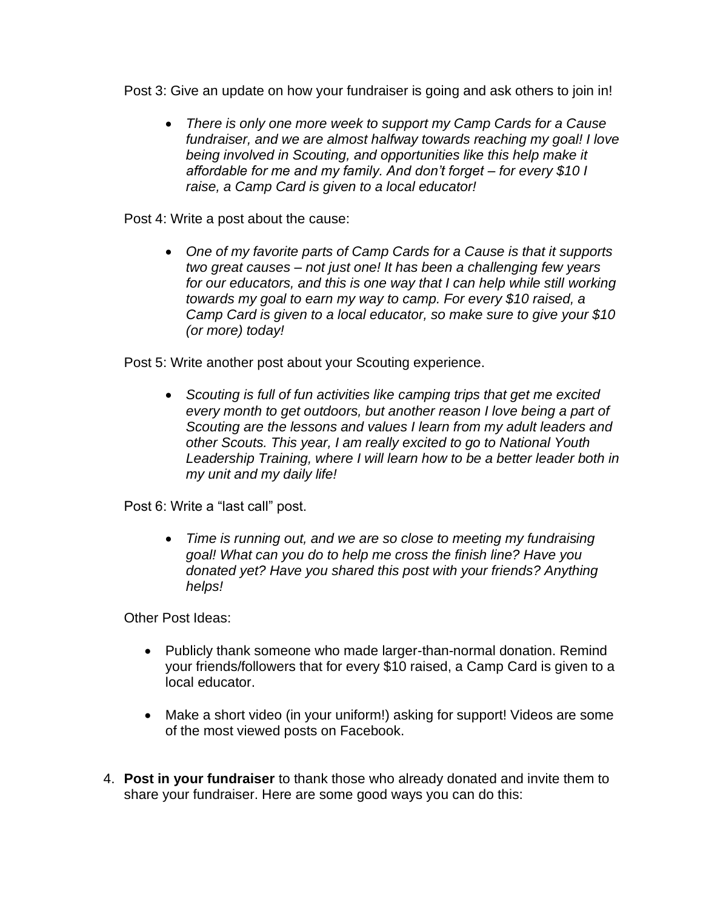Post 3: Give an update on how your fundraiser is going and ask others to join in!

- *There is only one more week to support my Camp Cards for a Cause fundraiser, and we are almost halfway towards reaching my goal! I love being involved in Scouting, and opportunities like this help make it affordable for me and my family. And don't forget – for every $10 I raise, a Camp Card is given to a local educator!*

Post 4: Write a post about the cause:

- *One of my favorite parts of Camp Cards for a Cause is that it supports two great causes – not just one! It has been a challenging few years for our educators, and this is one way that I can help while still working towards my goal to earn my way to camp. For every $10 raised, a Camp Card is given to a local educator, so make sure to give your $10 (or more) today!*

Post 5: Write another post about your Scouting experience.

- *Scouting is full of fun activities like camping trips that get me excited every month to get outdoors, but another reason I love being a part of Scouting are the lessons and values I learn from my adult leaders and other Scouts. This year, I am really excited to go to National Youth Leadership Training, where I will learn how to be a better leader both in my unit and my daily life!*

Post 6: Write a "last call" post.

- *Time is running out, and we are so close to meeting my fundraising goal! What can you do to help me cross the finish line? Have you donated yet? Have you shared this post with your friends? Anything helps!*

Other Post Ideas:

- Publicly thank someone who made larger-than-normal donation. Remind your friends/followers that for every $10 raised, a Camp Card is given to a local educator.
- Make a short video (in your uniform!) asking for support! Videos are some of the most viewed posts on Facebook.

4. **Post in your fundraiser** to thank those who already donated and invite them to share your fundraiser. Here are some good ways you can do this: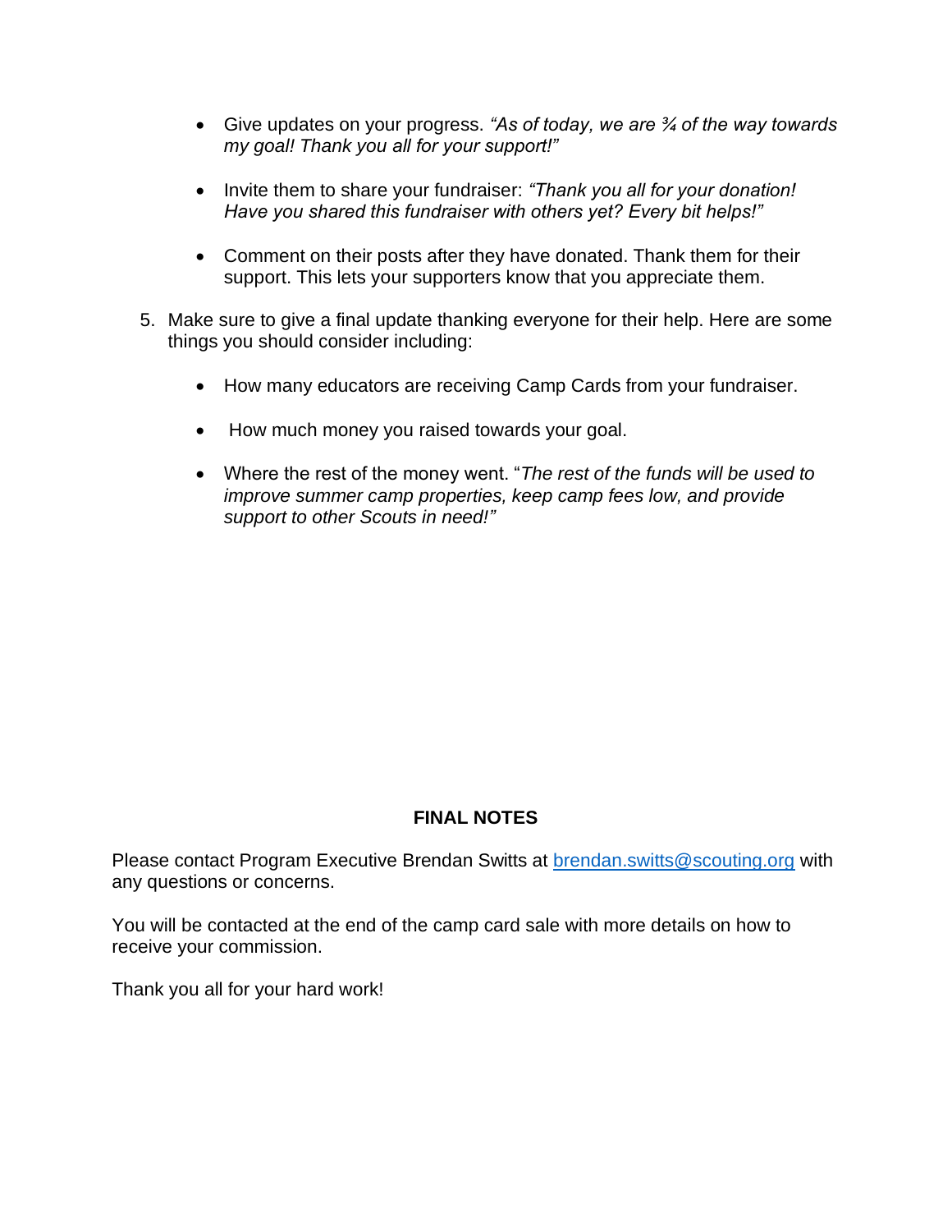- Give updates on your progress. *"As of today, we are ¾ of the way towards my goal! Thank you all for your support!"*

- Invite them to share your fundraiser: *"Thank you all for your donation! Have you shared this fundraiser with others yet? Every bit helps!"*

- Comment on their posts after they have donated. Thank them for their support. This lets your supporters know that you appreciate them.

5. Make sure to give a final update thanking everyone for their help. Here are some things you should consider including:

   - How many educators are receiving Camp Cards from your fundraiser.

   - How much money you raised towards your goal.

   - Where the rest of the money went. "*The rest of the funds will be used to improve summer camp properties, keep camp fees low, and provide support to other Scouts in need!"*

**FINAL NOTES**

Please contact Program Executive Brendan Switts at [brendan.switts@scouting.org](mailto:brendan.switts@scouting.org) with any questions or concerns.

You will be contacted at the end of the camp card sale with more details on how to receive your commission.

Thank you all for your hard work!